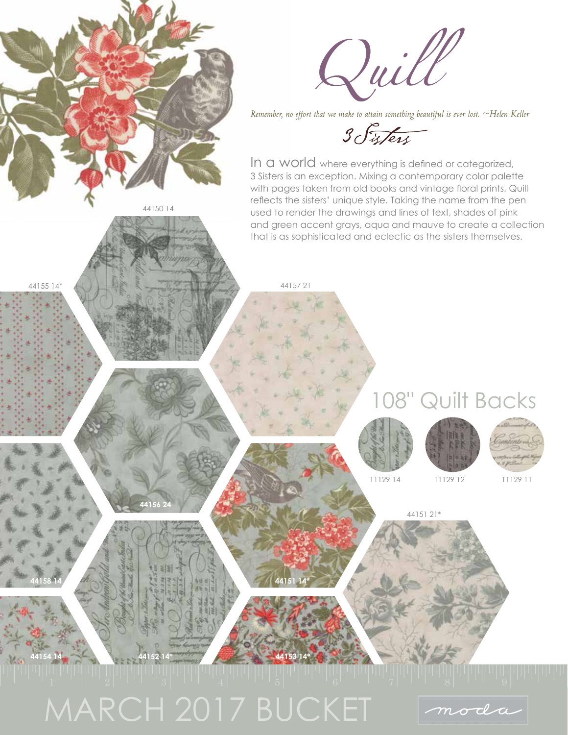# Quill

*Remember, no effort that we make to attain something beautiful is ever lost. ~Helen Keller*

3 Sisters

In a world where everything is defined or categorized, 3 Sisters is an exception. Mixing a contemporary color palette with pages taken from old books and vintage floral prints, Quill reflects the sisters' unique style. Taking the name from the pen used to render the drawings and lines of text, shades of pink and green accent grays, aqua and mauve to create a collection that is as sophisticated and eclectic as the sisters themselves.

44150 14

44155 14*

44157 21

## 108" Quilt Backs

11129 14

11129 12

11129 11

44156 24

44151 21*

44158 14

44151 14*

44154 14

44152 14*

44153 14*

MARCH 2017 BUCKET

moda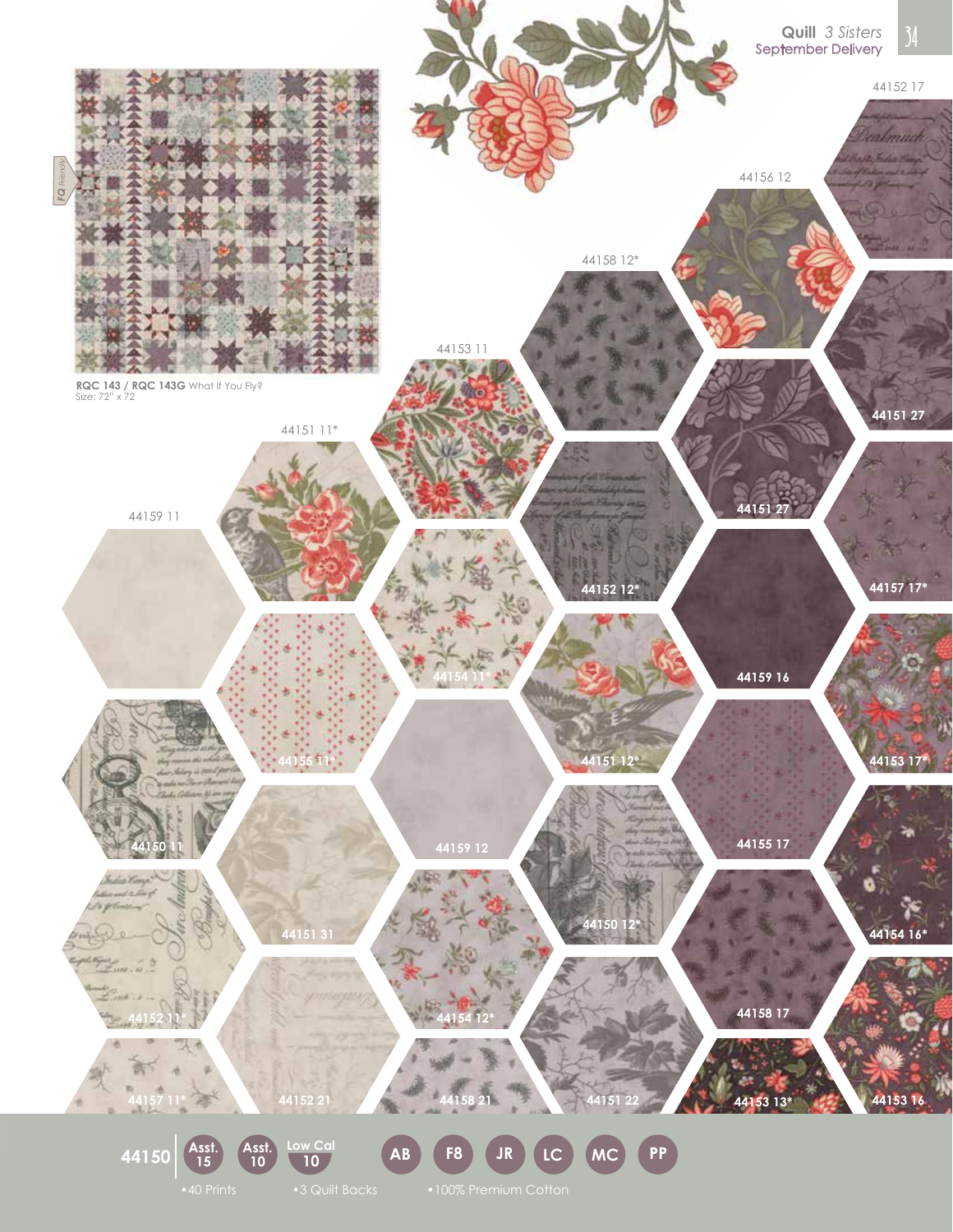**Quill** *3 Sisters*
September Delivery

RQC 143 / RQC 143G What If You Fly?
Size: 72" x 72

FQ Friendly

44152 17

44156 12

44158 12*

44153 11

44151 27

44151 27

44151 11*

44159 11

44152 12*

44157 17*

44154 11*

44159 16

44155 11*

44151 12*

44153 17*

44150 11

44159 12

44155 17

44151 31

44150 12*

44154 16*

44152 11*

44154 12*

44158 17

44157 11*

44152 21

44158 21

44151 22

44153 13*

44153 16

44150 | Asst. 15 | Asst. 10 | Low Cal 10 | AB | F8 | JR | LC | MC | PP

• 40 Prints • 3 Quilt Backs • 100% Premium Cotton